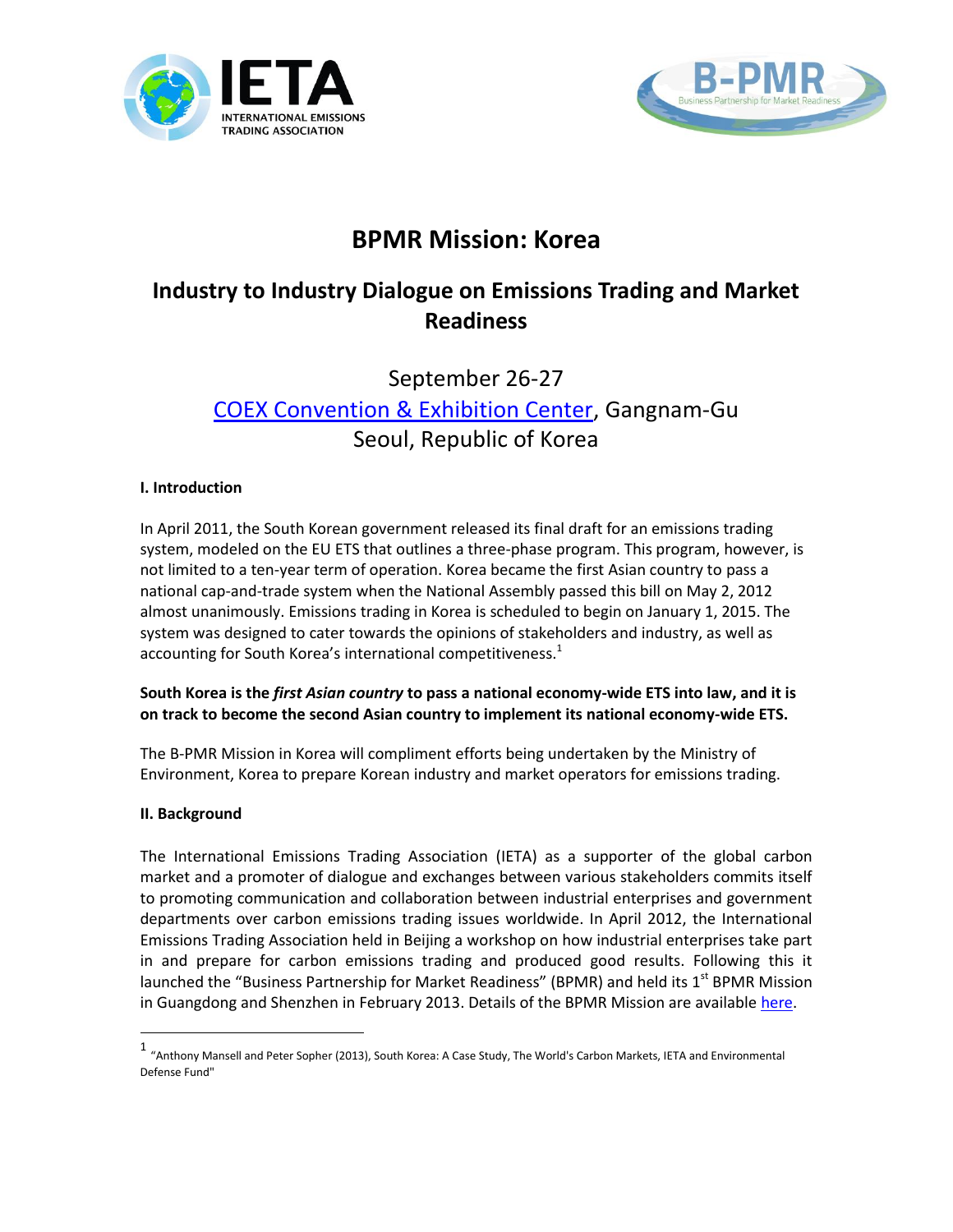# BPMR Mission: Korea

## Industry to Industry Dialogue on Emissions Trading and Market Readiness

September 26-27

[COEX Convention & Exhibition Center](), Gangnam-Gu
Seoul, Republic of Korea

**I. Introduction**

In April 2011, the South Korean government released its final draft for an emissions trading system, modeled on the EU ETS that outlines a three-phase program. This program, however, is not limited to a ten-year term of operation. Korea became the first Asian country to pass a national cap-and-trade system when the National Assembly passed this bill on May 2, 2012 almost unanimously. Emissions trading in Korea is scheduled to begin on January 1, 2015. The system was designed to cater towards the opinions of stakeholders and industry, as well as accounting for South Korea's international competitiveness.[1]

**South Korea is the *first Asian country* to pass a national economy-wide ETS into law, and it is on track to become the second Asian country to implement its national economy-wide ETS.**

The B-PMR Mission in Korea will compliment efforts being undertaken by the Ministry of Environment, Korea to prepare Korean industry and market operators for emissions trading.

**II. Background**

The International Emissions Trading Association (IETA) as a supporter of the global carbon market and a promoter of dialogue and exchanges between various stakeholders commits itself to promoting communication and collaboration between industrial enterprises and government departments over carbon emissions trading issues worldwide. In April 2012, the International Emissions Trading Association held in Beijing a workshop on how industrial enterprises take part in and prepare for carbon emissions trading and produced good results. Following this it launched the "Business Partnership for Market Readiness" (BPMR) and held its 1st BPMR Mission in Guangdong and Shenzhen in February 2013. Details of the BPMR Mission are available [here]().

---

[1] "Anthony Mansell and Peter Sopher (2013), South Korea: A Case Study, The World's Carbon Markets, IETA and Environmental Defense Fund"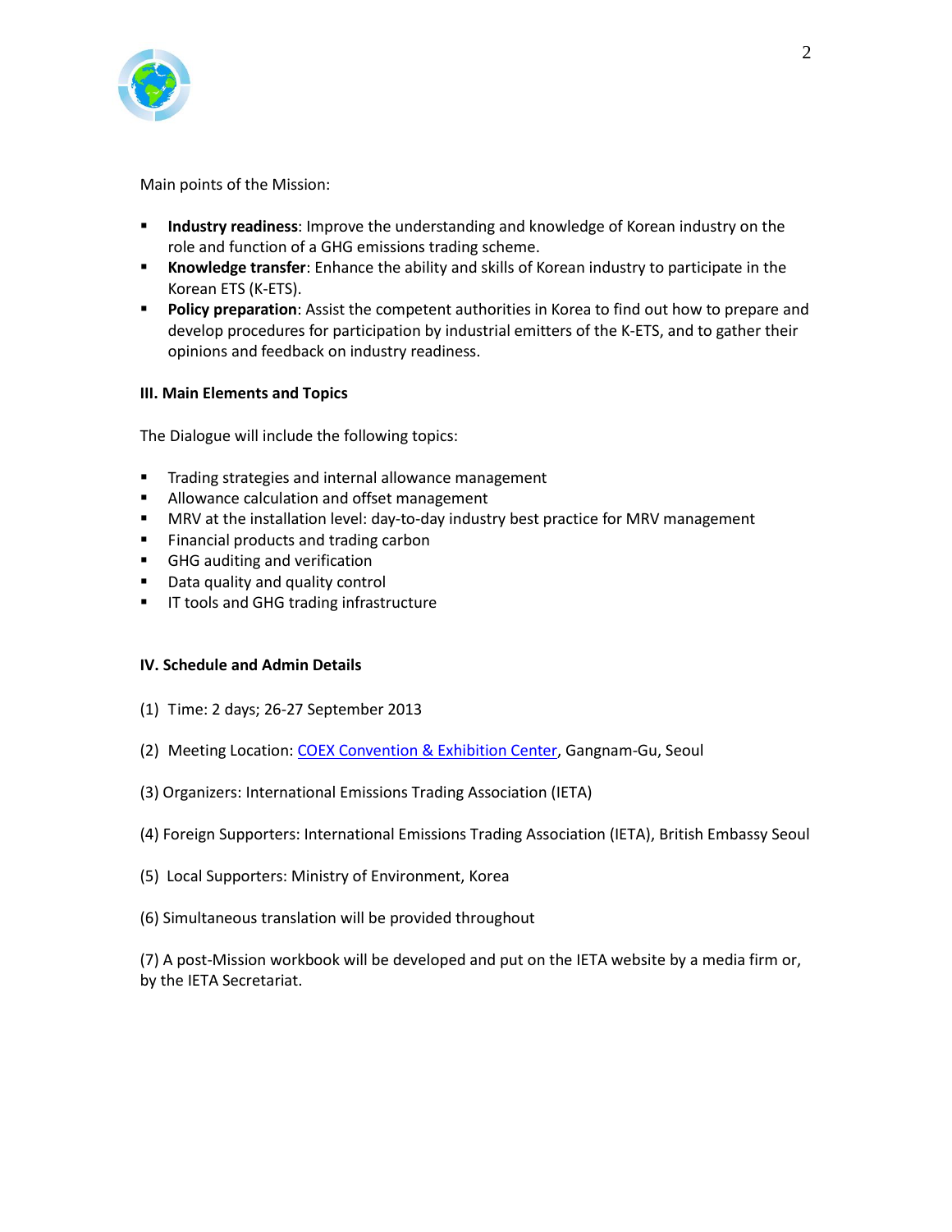Main points of the Mission:

- **Industry readiness**: Improve the understanding and knowledge of Korean industry on the role and function of a GHG emissions trading scheme.
- **Knowledge transfer**: Enhance the ability and skills of Korean industry to participate in the Korean ETS (K-ETS).
- **Policy preparation**: Assist the competent authorities in Korea to find out how to prepare and develop procedures for participation by industrial emitters of the K-ETS, and to gather their opinions and feedback on industry readiness.

## III. Main Elements and Topics

The Dialogue will include the following topics:

- Trading strategies and internal allowance management
- Allowance calculation and offset management
- MRV at the installation level: day-to-day industry best practice for MRV management
- Financial products and trading carbon
- GHG auditing and verification
- Data quality and quality control
- IT tools and GHG trading infrastructure

## IV. Schedule and Admin Details

(1) Time: 2 days; 26-27 September 2013

(2) Meeting Location: COEX Convention & Exhibition Center, Gangnam-Gu, Seoul

(3) Organizers: International Emissions Trading Association (IETA)

(4) Foreign Supporters: International Emissions Trading Association (IETA), British Embassy Seoul

(5) Local Supporters: Ministry of Environment, Korea

(6) Simultaneous translation will be provided throughout

(7) A post-Mission workbook will be developed and put on the IETA website by a media firm or, by the IETA Secretariat.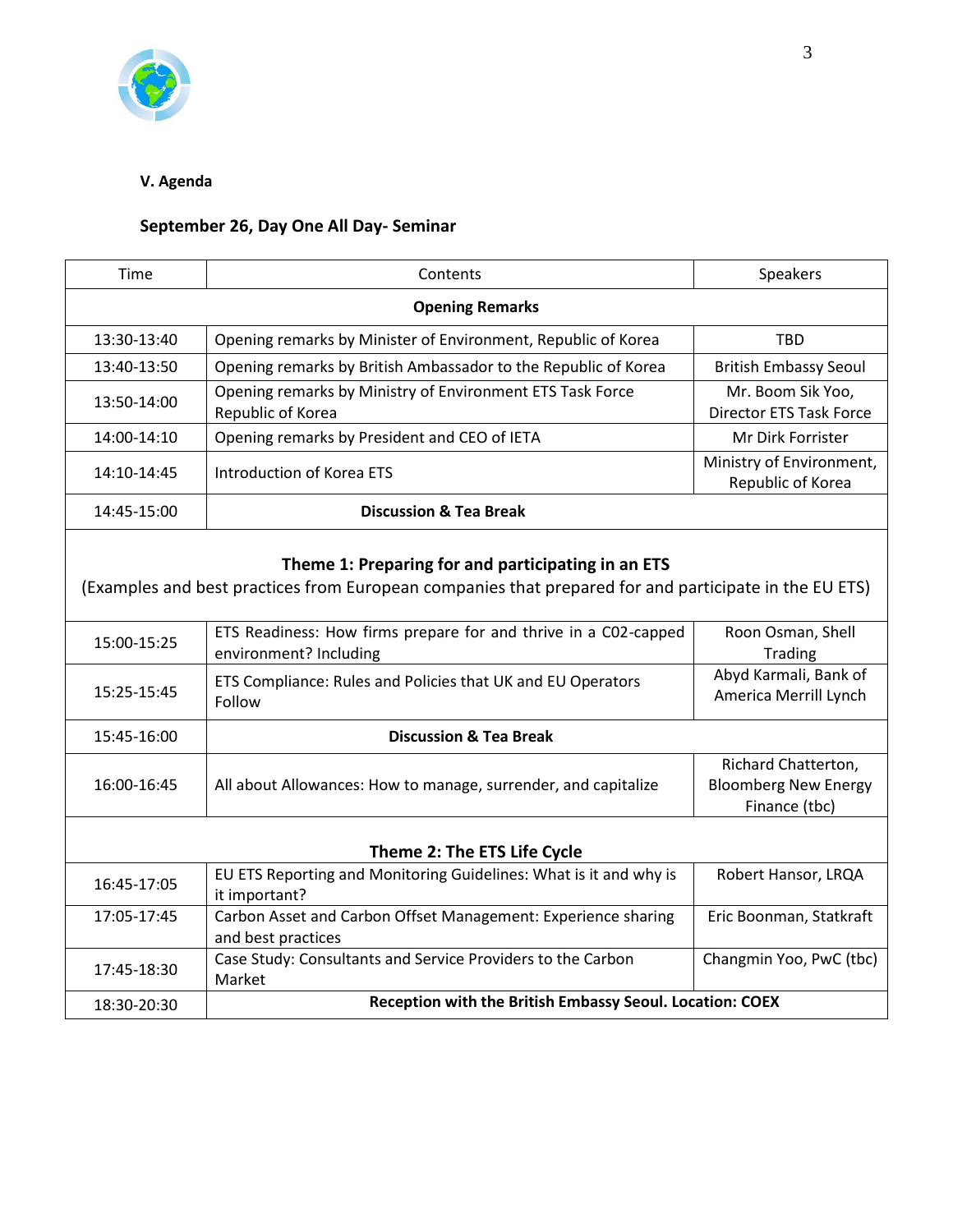### V. Agenda

### September 26, Day One All Day- Seminar

| Time | Contents | Speakers |
|---|---|---|
| **Opening Remarks** | | |
| 13:30-13:40 | Opening remarks by Minister of Environment, Republic of Korea | TBD |
| 13:40-13:50 | Opening remarks by British Ambassador to the Republic of Korea | British Embassy Seoul |
| 13:50-14:00 | Opening remarks by Ministry of Environment ETS Task Force Republic of Korea | Mr. Boom Sik Yoo, Director ETS Task Force |
| 14:00-14:10 | Opening remarks by President and CEO of IETA | Mr Dirk Forrister |
| 14:10-14:45 | Introduction of Korea ETS | Ministry of Environment, Republic of Korea |
| 14:45-15:00 | **Discussion & Tea Break** | |
| **Theme 1: Preparing for and participating in an ETS** (Examples and best practices from European companies that prepared for and participate in the EU ETS) | | |
| 15:00-15:25 | ETS Readiness: How firms prepare for and thrive in a C02-capped environment? Including | Roon Osman, Shell Trading |
| 15:25-15:45 | ETS Compliance: Rules and Policies that UK and EU Operators Follow | Abyd Karmali, Bank of America Merrill Lynch |
| 15:45-16:00 | **Discussion & Tea Break** | |
| 16:00-16:45 | All about Allowances: How to manage, surrender, and capitalize | Richard Chatterton, Bloomberg New Energy Finance (tbc) |
| **Theme 2: The ETS Life Cycle** | | |
| 16:45-17:05 | EU ETS Reporting and Monitoring Guidelines: What is it and why is it important? | Robert Hansor, LRQA |
| 17:05-17:45 | Carbon Asset and Carbon Offset Management: Experience sharing and best practices | Eric Boonman, Statkraft |
| 17:45-18:30 | Case Study: Consultants and Service Providers to the Carbon Market | Changmin Yoo, PwC (tbc) |
| 18:30-20:30 | **Reception with the British Embassy Seoul. Location: COEX** | |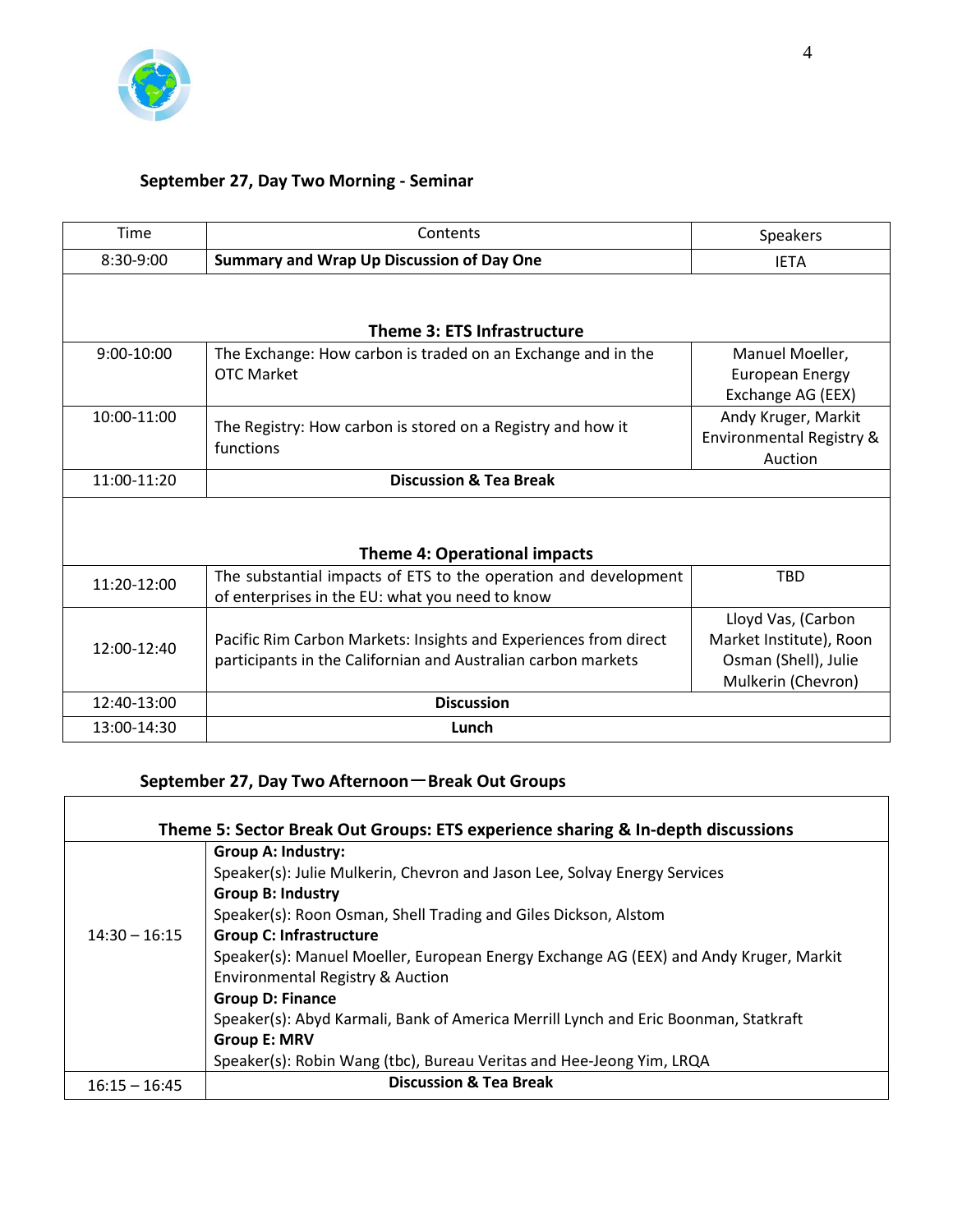### September 27, Day Two Morning - Seminar

| Time | Contents | Speakers |
|---|---|---|
| 8:30-9:00 | **Summary and Wrap Up Discussion of Day One** | IETA |
| | **Theme 3: ETS Infrastructure** | |
| 9:00-10:00 | The Exchange: How carbon is traded on an Exchange and in the OTC Market | Manuel Moeller, European Energy Exchange AG (EEX) |
| 10:00-11:00 | The Registry: How carbon is stored on a Registry and how it functions | Andy Kruger, Markit Environmental Registry & Auction |
| 11:00-11:20 | **Discussion & Tea Break** | |
| | **Theme 4: Operational impacts** | |
| 11:20-12:00 | The substantial impacts of ETS to the operation and development of enterprises in the EU: what you need to know | TBD |
| 12:00-12:40 | Pacific Rim Carbon Markets: Insights and Experiences from direct participants in the Californian and Australian carbon markets | Lloyd Vas, (Carbon Market Institute), Roon Osman (Shell), Julie Mulkerin (Chevron) |
| 12:40-13:00 | **Discussion** | |
| 13:00-14:30 | **Lunch** | |

### September 27, Day Two Afternoon一Break Out Groups

| | **Theme 5: Sector Break Out Groups: ETS experience sharing & In-depth discussions** |
|---|---|
| 14:30 – 16:15 | **Group A: Industry:**<br>Speaker(s): Julie Mulkerin, Chevron and Jason Lee, Solvay Energy Services<br>**Group B: Industry**<br>Speaker(s): Roon Osman, Shell Trading and Giles Dickson, Alstom<br>**Group C: Infrastructure**<br>Speaker(s): Manuel Moeller, European Energy Exchange AG (EEX) and Andy Kruger, Markit Environmental Registry & Auction<br>**Group D: Finance**<br>Speaker(s): Abyd Karmali, Bank of America Merrill Lynch and Eric Boonman, Statkraft<br>**Group E: MRV**<br>Speaker(s): Robin Wang (tbc), Bureau Veritas and Hee-Jeong Yim, LRQA |
| 16:15 – 16:45 | **Discussion & Tea Break** |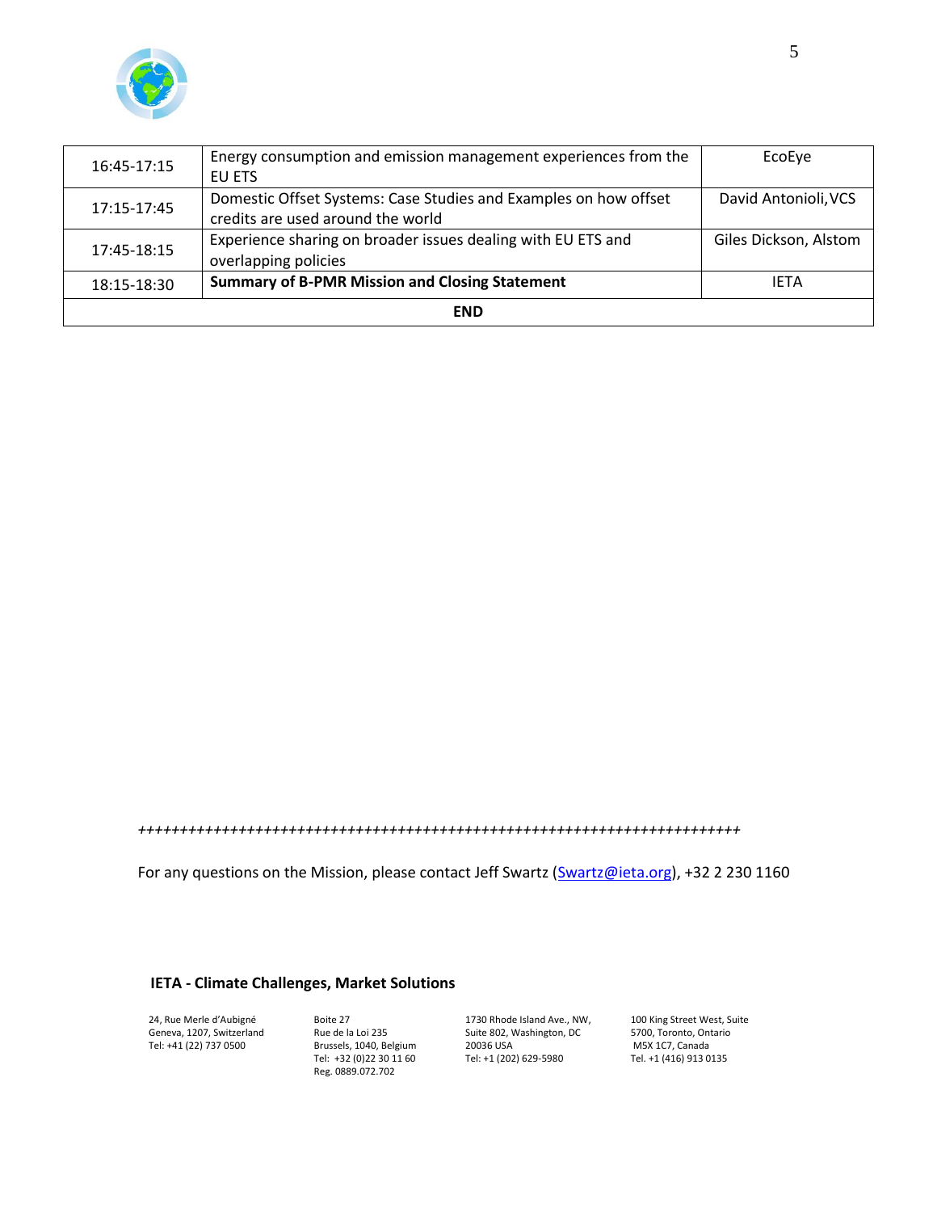| | | |
|---|---|---|
| 16:45-17:15 | Energy consumption and emission management experiences from the EU ETS | EcoEye |
| 17:15-17:45 | Domestic Offset Systems: Case Studies and Examples on how offset credits are used around the world | David Antonioli, VCS |
| 17:45-18:15 | Experience sharing on broader issues dealing with EU ETS and overlapping policies | Giles Dickson, Alstom |
| 18:15-18:30 | **Summary of B-PMR Mission and Closing Statement** | IETA |
| **END** | | |

++++++++++++++++++++++++++++++++++++++++++++++++++++++++++++++++++++++++++

For any questions on the Mission, please contact Jeff Swartz (Swartz@ieta.org), +32 2 230 1160

**IETA - Climate Challenges, Market Solutions**

24, Rue Merle d'Aubigné
Geneva, 1207, Switzerland
Tel: +41 (22) 737 0500

Boite 27
Rue de la Loi 235
Brussels, 1040, Belgium
Tel: +32 (0)22 30 11 60
Reg. 0889.072.702

1730 Rhode Island Ave., NW,
Suite 802, Washington, DC
20036 USA
Tel: +1 (202) 629-5980

100 King Street West, Suite
5700, Toronto, Ontario
M5X 1C7, Canada
Tel. +1 (416) 913 0135